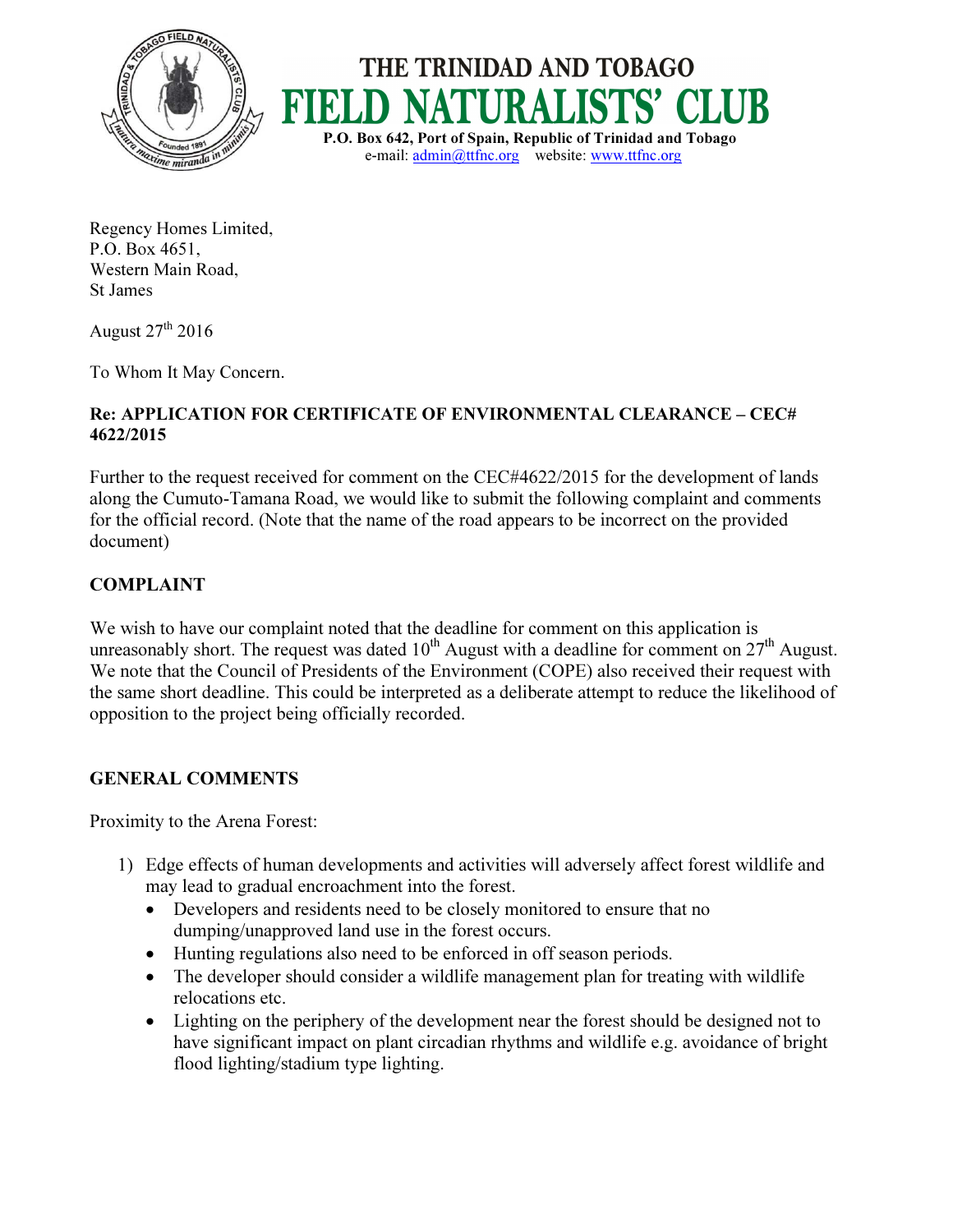# THE TRINIDAD AND TOBAGO FIELD NATURALISTS' CLUB

**P.O. Box 642, Port of Spain, Republic of Trinidad and Tobago**
e-mail: admin@ttfnc.org website: www.ttfnc.org

Regency Homes Limited,
P.O. Box 4651,
Western Main Road,
St James

August 27th 2016

To Whom It May Concern.

**Re: APPLICATION FOR CERTIFICATE OF ENVIRONMENTAL CLEARANCE – CEC# 4622/2015**

Further to the request received for comment on the CEC#4622/2015 for the development of lands along the Cumuto-Tamana Road, we would like to submit the following complaint and comments for the official record. (Note that the name of the road appears to be incorrect on the provided document)

## COMPLAINT

We wish to have our complaint noted that the deadline for comment on this application is unreasonably short. The request was dated 10th August with a deadline for comment on 27th August. We note that the Council of Presidents of the Environment (COPE) also received their request with the same short deadline. This could be interpreted as a deliberate attempt to reduce the likelihood of opposition to the project being officially recorded.

## GENERAL COMMENTS

Proximity to the Arena Forest:

1) Edge effects of human developments and activities will adversely affect forest wildlife and may lead to gradual encroachment into the forest.
   - Developers and residents need to be closely monitored to ensure that no dumping/unapproved land use in the forest occurs.
   - Hunting regulations also need to be enforced in off season periods.
   - The developer should consider a wildlife management plan for treating with wildlife relocations etc.
   - Lighting on the periphery of the development near the forest should be designed not to have significant impact on plant circadian rhythms and wildlife e.g. avoidance of bright flood lighting/stadium type lighting.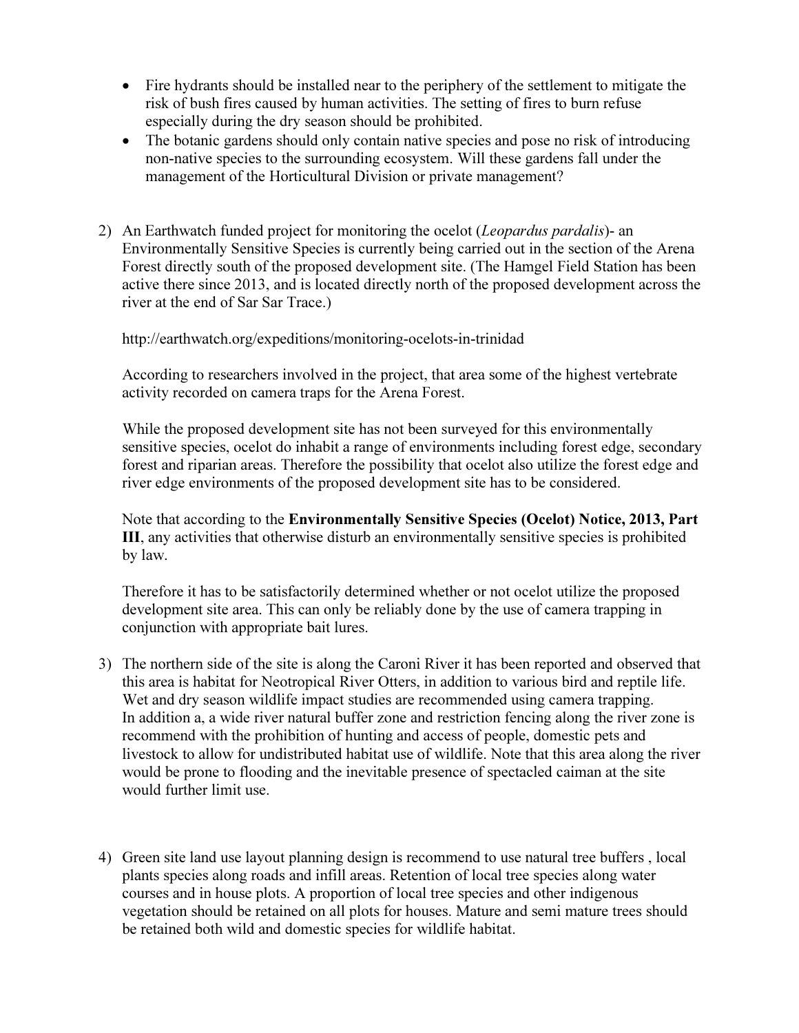- Fire hydrants should be installed near to the periphery of the settlement to mitigate the risk of bush fires caused by human activities. The setting of fires to burn refuse especially during the dry season should be prohibited.
- The botanic gardens should only contain native species and pose no risk of introducing non-native species to the surrounding ecosystem. Will these gardens fall under the management of the Horticultural Division or private management?

2) An Earthwatch funded project for monitoring the ocelot (*Leopardus pardalis*)- an Environmentally Sensitive Species is currently being carried out in the section of the Arena Forest directly south of the proposed development site. (The Hamgel Field Station has been active there since 2013, and is located directly north of the proposed development across the river at the end of Sar Sar Trace.)

   http://earthwatch.org/expeditions/monitoring-ocelots-in-trinidad

   According to researchers involved in the project, that area some of the highest vertebrate activity recorded on camera traps for the Arena Forest.

   While the proposed development site has not been surveyed for this environmentally sensitive species, ocelot do inhabit a range of environments including forest edge, secondary forest and riparian areas. Therefore the possibility that ocelot also utilize the forest edge and river edge environments of the proposed development site has to be considered.

   Note that according to the **Environmentally Sensitive Species (Ocelot) Notice, 2013, Part III**, any activities that otherwise disturb an environmentally species is prohibited by law.

   Therefore it has to be satisfactorily determined whether or not ocelot utilize the proposed development site area. This can only be reliably done by the use of camera trapping in conjunction with appropriate bait lures.

3) The northern side of the site is along the Caroni River it has been reported and observed that this area is habitat for Neotropical River Otters, in addition to various bird and reptile life. Wet and dry season wildlife impact studies are recommended using camera trapping. In addition a, a wide river natural buffer zone and restriction fencing along the river zone is recommend with the prohibition of hunting and access of people, domestic pets and livestock to allow for undistributed habitat use of wildlife. Note that this area along the river would be prone to flooding and the inevitable presence of spectacled caiman at the site would further limit use.

4) Green site land use layout planning design is recommend to use natural tree buffers , local plants species along roads and infill areas. Retention of local tree species along water courses and in house plots. A proportion of local tree species and other indigenous vegetation should be retained on all plots for houses. Mature and semi mature trees should be retained both wild and domestic species for wildlife habitat.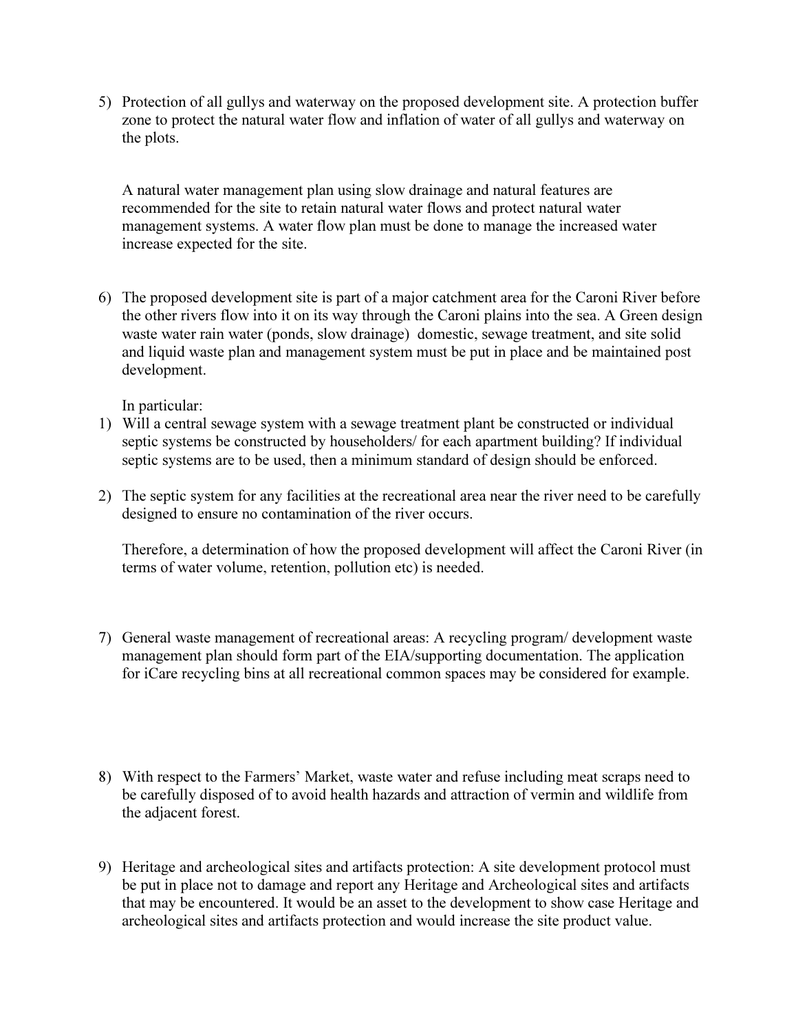5) Protection of all gullys and waterway on the proposed development site. A protection buffer zone to protect the natural water flow and inflation of water of all gullys and waterway on the plots.

   A natural water management plan using slow drainage and natural features are recommended for the site to retain natural water flows and protect natural water management systems. A water flow plan must be done to manage the increased water increase expected for the site.

6) The proposed development site is part of a major catchment area for the Caroni River before the other rivers flow into it on its way through the Caroni plains into the sea. A Green design waste water rain water (ponds, slow drainage) domestic, sewage treatment, and site solid and liquid waste plan and management system must be put in place and be maintained post development.

   In particular:

1) Will a central sewage system with a sewage treatment plant be constructed or individual septic systems be constructed by householders/ for each apartment building? If individual septic systems are to be used, then a minimum standard of design should be enforced.

2) The septic system for any facilities at the recreational area near the river need to be carefully designed to ensure no contamination of the river occurs.

   Therefore, a determination of how the proposed development will affect the Caroni River (in terms of water volume, retention, pollution etc) is needed.

7) General waste management of recreational areas: A recycling program/ development waste management plan should form part of the EIA/supporting documentation. The application for iCare recycling bins at all recreational common spaces may be considered for example.

8) With respect to the Farmers' Market, waste water and refuse including meat scraps need to be carefully disposed of to avoid health hazards and attraction of vermin and wildlife from the adjacent forest.

9) Heritage and archeological sites and artifacts protection: A site development protocol must be put in place not to damage and report any Heritage and Archeological sites and artifacts that may be encountered. It would be an asset to the development to show case Heritage and archeological sites and artifacts protection and would increase the site product value.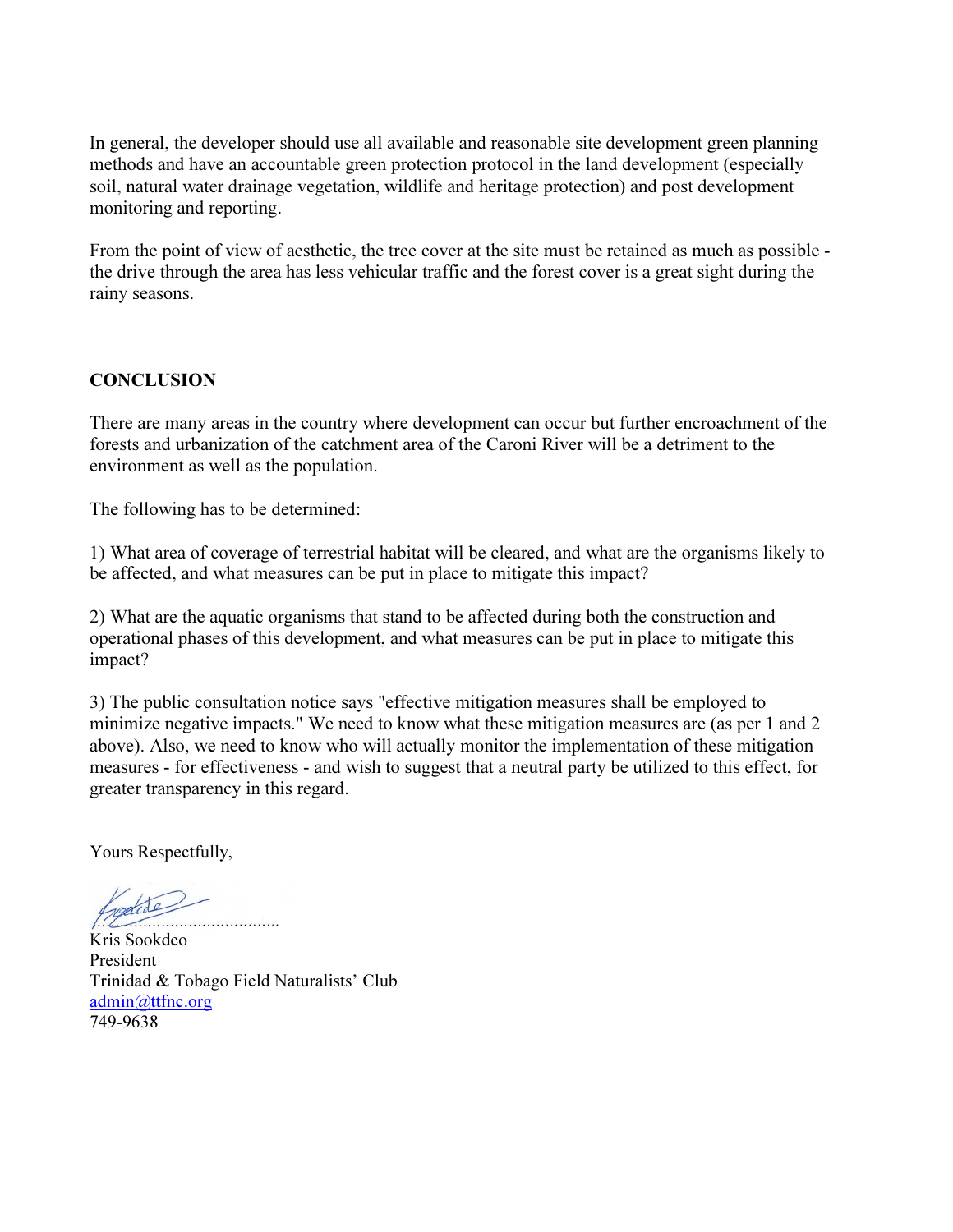In general, the developer should use all available and reasonable site development green planning methods and have an accountable green protection protocol in the land development (especially soil, natural water drainage vegetation, wildlife and heritage protection) and post development monitoring and reporting.

From the point of view of aesthetic, the tree cover at the site must be retained as much as possible - the drive through the area has less vehicular traffic and the forest cover is a great sight during the rainy seasons.

## CONCLUSION

There are many areas in the country where development can occur but further encroachment of the forests and urbanization of the catchment area of the Caroni River will be a detriment to the environment as well as the population.

The following has to be determined:

1) What area of coverage of terrestrial habitat will be cleared, and what are the organisms likely to be affected, and what measures can be put in place to mitigate this impact?

2) What are the aquatic organisms that stand to be affected during both the construction and operational phases of this development, and what measures can be put in place to mitigate this impact?

3) The public consultation notice says "effective mitigation measures shall be employed to minimize negative impacts." We need to know what these mitigation measures are (as per 1 and 2 above). Also, we need to know who will actually monitor the implementation of these mitigation measures - for effectiveness - and wish to suggest that a neutral party be utilized to this effect, for greater transparency in this regard.

Yours Respectfully,

Kris Sookdeo
President
Trinidad & Tobago Field Naturalists' Club
admin@ttfnc.org
749-9638